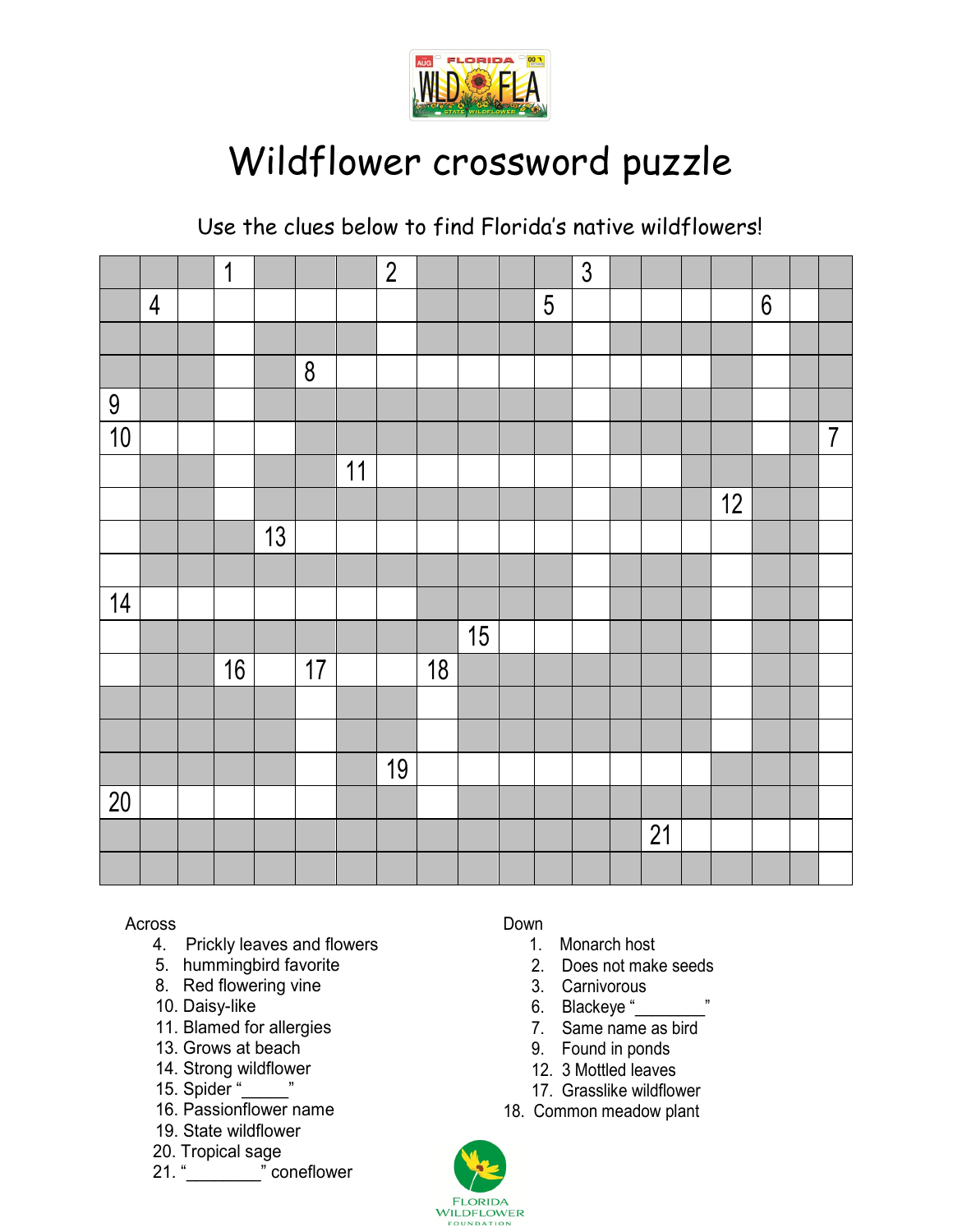# Wildflower crossword puzzle

Use the clues below to find Florida's native wildflowers!

**Across**

4. Prickly leaves and flowers
5. hummingbird favorite
8. Red flowering vine
10. Daisy-like
11. Blamed for allergies
13. Grows at beach
14. Strong wildflower
15. Spider "_____"
16. Passionflower name
19. State wildflower
20. Tropical sage
21. "________" coneflower

**Down**

1. Monarch host
2. Does not make seeds
3. Carnivorous
6. Blackeye "________"
7. Same name as bird
9. Found in ponds
12. 3 Mottled leaves
17. Grasslike wildflower
18. Common meadow plant

FLORIDA WILDFLOWER FOUNDATION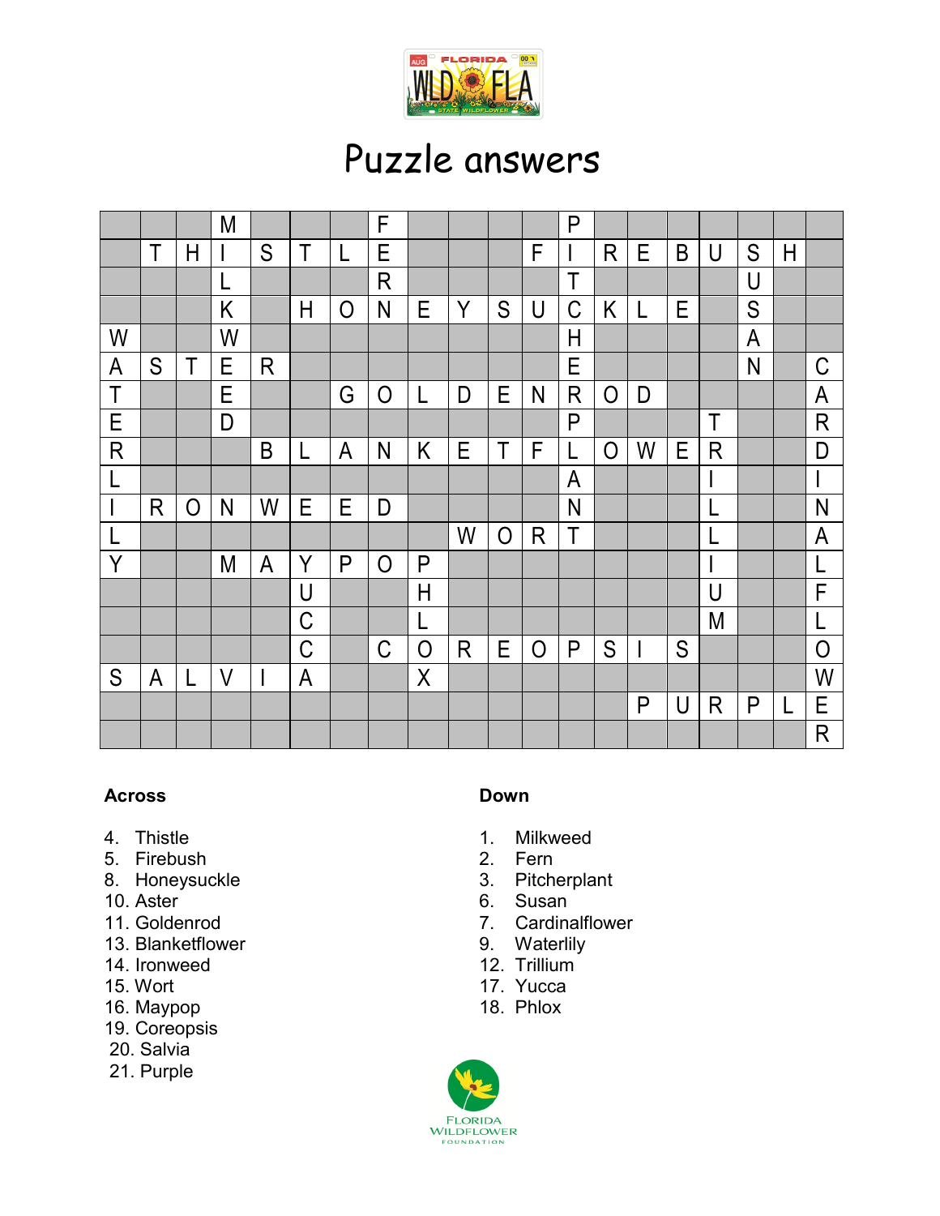# Puzzle answers

| | | | | | | | | | | | | | | | | | | | |
|---|---|---|---|---|---|---|---|---|---|---|---|---|---|---|---|---|---|---|---|
| | | | M | | | | F | | | | | P | | | | | | | |
| | T | H | I | S | T | L | E | | | | F | I | R | E | B | U | S | H | |
| | | | L | | | | R | | | | | T | | | | | U | | |
| | | | K | | H | O | N | E | Y | S | U | C | K | L | E | | S | | |
| W | | | W | | | | | | | | | H | | | | | A | | |
| A | S | T | E | R | | | | | | | | E | | | | | N | | C |
| T | | | E | | | G | O | L | D | E | N | R | O | D | | | | | A |
| E | | | D | | | | | | | | | P | | | | T | | | R |
| R | | | | B | L | A | N | K | E | T | F | L | O | W | E | R | | | D |
| L | | | | | | | | | | | | A | | | | I | | | I |
| I | R | O | N | W | E | E | D | | | | | N | | | | L | | | N |
| L | | | | | | | | | W | O | R | T | | | | L | | | A |
| Y | | | M | A | Y | P | O | P | | | | | | | | I | | | L |
| | | | | | U | | | H | | | | | | | | U | | | F |
| | | | | | C | | | L | | | | | | | | M | | | L |
| | | | | | C | | C | O | R | E | O | P | S | I | S | | | | O |
| S | A | L | V | I | A | | | X | | | | | | | | | | | W |
| | | | | | | | | | | | | | | P | U | R | P | L | E |
| | | | | | | | | | | | | | | | | | | | R |

**Across**

4. Thistle
5. Firebush
8. Honeysuckle
10. Aster
11. Goldenrod
13. Blanketflower
14. Ironweed
15. Wort
16. Maypop
19. Coreopsis
20. Salvia
21. Purple

**Down**

1. Milkweed
2. Fern
3. Pitcherplant
6. Susan
7. Cardinalflower
9. Waterlily
12. Trillium
17. Yucca
18. Phlox